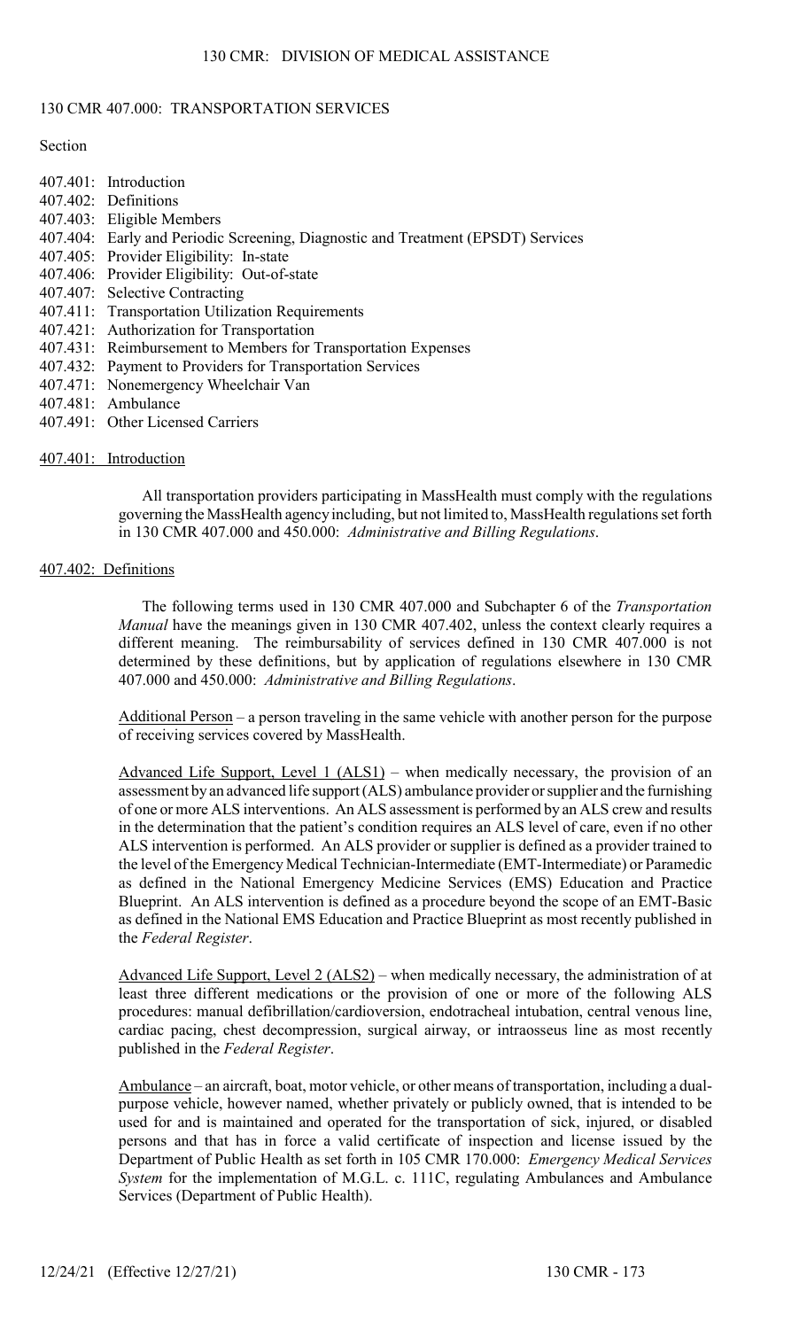## 130 CMR 407.000: TRANSPORTATION SERVICES

Section

- 407.401: Introduction
- 407.402: Definitions
- 407.403: Eligible Members
- 407.404: Early and Periodic Screening, Diagnostic and Treatment (EPSDT) Services
- 407.405: Provider Eligibility: In-state
- 407.406: Provider Eligibility: Out-of-state
- 407.407: Selective Contracting
- 407.411: Transportation Utilization Requirements
- 407.421: Authorization for Transportation
- 407.431: Reimbursement to Members for Transportation Expenses
- 407.432: Payment to Providers for Transportation Services
- 407.471: Nonemergency Wheelchair Van
- 407.481: Ambulance
- 407.491: Other Licensed Carriers

### 407.401: Introduction

All transportation providers participating in MassHealth must comply with the regulations governing the MassHealth agency including, but not limited to, MassHealth regulations set forth in 130 CMR 407.000 and 450.000: *Administrative and Billing Regulations*.

### 407.402: Definitions

The following terms used in 130 CMR 407.000 and Subchapter 6 of the *Transportation Manual* have the meanings given in 130 CMR 407.402, unless the context clearly requires a different meaning. The reimbursability of services defined in 130 CMR 407.000 is not determined by these definitions, but by application of regulations elsewhere in 130 CMR 407.000 and 450.000: *Administrative and Billing Regulations*.

Additional Person – a person traveling in the same vehicle with another person for the purpose of receiving services covered by MassHealth.

Advanced Life Support, Level 1 (ALS1) – when medically necessary, the provision of an assessment by an advanced life support (ALS) ambulance provider or supplier and the furnishing of one or more ALS interventions. An ALS assessment is performed by an ALS crew and results in the determination that the patient's condition requires an ALS level of care, even if no other ALS intervention is performed. An ALS provider or supplier is defined as a provider trained to the level of the Emergency Medical Technician-Intermediate (EMT-Intermediate) or Paramedic as defined in the National Emergency Medicine Services (EMS) Education and Practice Blueprint. An ALS intervention is defined as a procedure beyond the scope of an EMT-Basic as defined in the National EMS Education and Practice Blueprint as most recently published in the *Federal Register*.

Advanced Life Support, Level 2 (ALS2) – when medically necessary, the administration of at least three different medications or the provision of one or more of the following ALS procedures: manual defibrillation/cardioversion, endotracheal intubation, central venous line, cardiac pacing, chest decompression, surgical airway, or intraosseus line as most recently published in the *Federal Register*.

Ambulance – an aircraft, boat, motor vehicle, or other means of transportation, including a dual-purpose vehicle, however named, whether privately or publicly owned, that is intended to be used for and is maintained and operated for the transportation of sick, injured, or disabled persons and that has in force a valid certificate of inspection and license issued by the Department of Public Health as set forth in 105 CMR 170.000: *Emergency Medical Services System* for the implementation of M.G.L. c. 111C, regulating Ambulances and Ambulance Services (Department of Public Health).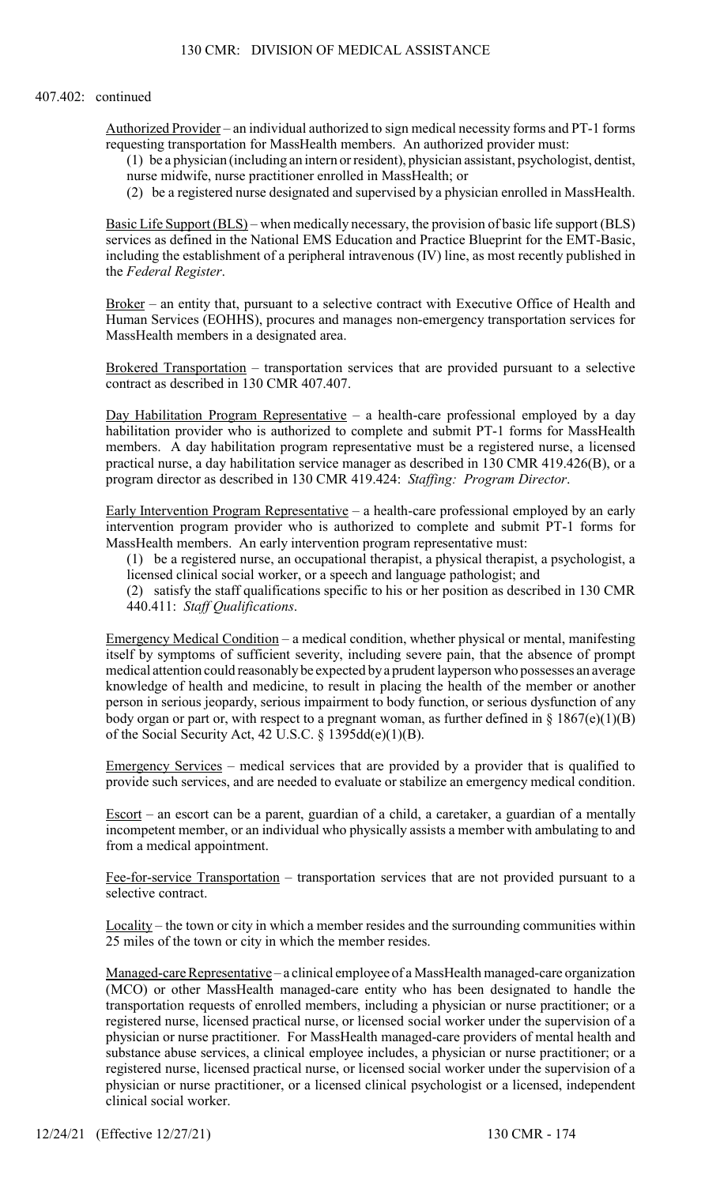407.402: continued

Authorized Provider – an individual authorized to sign medical necessity forms and PT-1 forms requesting transportation for MassHealth members. An authorized provider must:

(1) be a physician (including an intern or resident), physician assistant, psychologist, dentist, nurse midwife, nurse practitioner enrolled in MassHealth; or

(2) be a registered nurse designated and supervised by a physician enrolled in MassHealth.

Basic Life Support (BLS) – when medically necessary, the provision of basic life support (BLS) services as defined in the National EMS Education and Practice Blueprint for the EMT-Basic, including the establishment of a peripheral intravenous (IV) line, as most recently published in the *Federal Register*.

Broker – an entity that, pursuant to a selective contract with Executive Office of Health and Human Services (EOHHS), procures and manages non-emergency transportation services for MassHealth members in a designated area.

Brokered Transportation – transportation services that are provided pursuant to a selective contract as described in 130 CMR 407.407.

Day Habilitation Program Representative – a health-care professional employed by a day habilitation provider who is authorized to complete and submit PT-1 forms for MassHealth members. A day habilitation program representative must be a registered nurse, a licensed practical nurse, a day habilitation service manager as described in 130 CMR 419.426(B), or a program director as described in 130 CMR 419.424: *Staffing: Program Director*.

Early Intervention Program Representative – a health-care professional employed by an early intervention program provider who is authorized to complete and submit PT-1 forms for MassHealth members. An early intervention program representative must:

(1) be a registered nurse, an occupational therapist, a physical therapist, a psychologist, a licensed clinical social worker, or a speech and language pathologist; and

(2) satisfy the staff qualifications specific to his or her position as described in 130 CMR 440.411: *Staff Qualifications*.

Emergency Medical Condition – a medical condition, whether physical or mental, manifesting itself by symptoms of sufficient severity, including severe pain, that the absence of prompt medical attention could reasonably be expected by a prudent layperson who possesses an average knowledge of health and medicine, to result in placing the health of the member or another person in serious jeopardy, serious impairment to body function, or serious dysfunction of any body organ or part or, with respect to a pregnant woman, as further defined in § 1867(e)(1)(B) of the Social Security Act, 42 U.S.C. § 1395dd(e)(1)(B).

Emergency Services – medical services that are provided by a provider that is qualified to provide such services, and are needed to evaluate or stabilize an emergency medical condition.

Escort – an escort can be a parent, guardian of a child, a caretaker, a guardian of a mentally incompetent member, or an individual who physically assists a member with ambulating to and from a medical appointment.

Fee-for-service Transportation – transportation services that are not provided pursuant to a selective contract.

Locality – the town or city in which a member resides and the surrounding communities within 25 miles of the town or city in which the member resides.

Managed-care Representative – a clinical employee of a MassHealth managed-care organization (MCO) or other MassHealth managed-care entity who has been designated to handle the transportation requests of enrolled members, including a physician or nurse practitioner; or a registered nurse, licensed practical nurse, or licensed social worker under the supervision of a physician or nurse practitioner. For MassHealth managed-care providers of mental health and substance abuse services, a clinical employee includes, a physician or nurse practitioner; or a registered nurse, licensed practical nurse, or licensed social worker under the supervision of a physician or nurse practitioner, or a licensed clinical psychologist or a licensed, independent clinical social worker.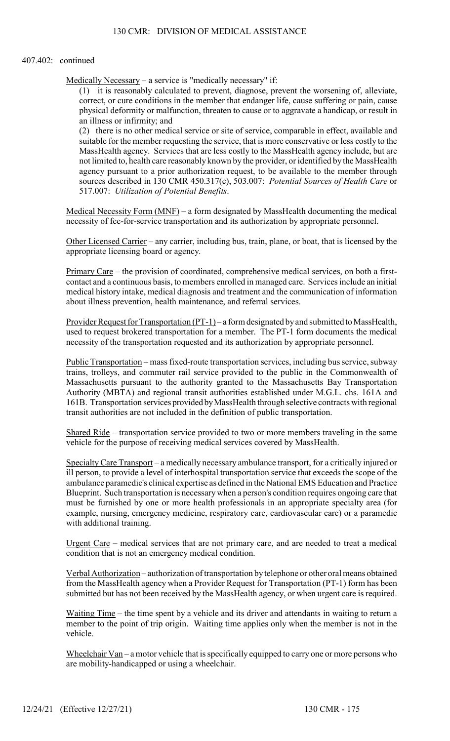407.402: continued

Medically Necessary – a service is "medically necessary" if:

(1) it is reasonably calculated to prevent, diagnose, prevent the worsening of, alleviate, correct, or cure conditions in the member that endanger life, cause suffering or pain, cause physical deformity or malfunction, threaten to cause or to aggravate a handicap, or result in an illness or infirmity; and

(2) there is no other medical service or site of service, comparable in effect, available and suitable for the member requesting the service, that is more conservative or less costly to the MassHealth agency. Services that are less costly to the MassHealth agency include, but are not limited to, health care reasonably known by the provider, or identified by the MassHealth agency pursuant to a prior authorization request, to be available to the member through sources described in 130 CMR 450.317(c), 503.007: *Potential Sources of Health Care* or 517.007: *Utilization of Potential Benefits*.

Medical Necessity Form (MNF) – a form designated by MassHealth documenting the medical necessity of fee-for-service transportation and its authorization by appropriate personnel.

Other Licensed Carrier – any carrier, including bus, train, plane, or boat, that is licensed by the appropriate licensing board or agency.

Primary Care – the provision of coordinated, comprehensive medical services, on both a first-contact and a continuous basis, to members enrolled in managed care. Services include an initial medical history intake, medical diagnosis and treatment and the communication of information about illness prevention, health maintenance, and referral services.

Provider Request for Transportation (PT-1) – a form designated by and submitted to MassHealth, used to request brokered transportation for a member. The PT-1 form documents the medical necessity of the transportation requested and its authorization by appropriate personnel.

Public Transportation – mass fixed-route transportation services, including bus service, subway trains, trolleys, and commuter rail service provided to the public in the Commonwealth of Massachusetts pursuant to the authority granted to the Massachusetts Bay Transportation Authority (MBTA) and regional transit authorities established under M.G.L. chs. 161A and 161B. Transportation services provided by MassHealth through selective contracts with regional transit authorities are not included in the definition of public transportation.

Shared Ride – transportation service provided to two or more members traveling in the same vehicle for the purpose of receiving medical services covered by MassHealth.

Specialty Care Transport – a medically necessary ambulance transport, for a critically injured or ill person, to provide a level of interhospital transportation service that exceeds the scope of the ambulance paramedic's clinical expertise as defined in the National EMS Education and Practice Blueprint. Such transportation is necessary when a person's condition requires ongoing care that must be furnished by one or more health professionals in an appropriate specialty area (for example, nursing, emergency medicine, respiratory care, cardiovascular care) or a paramedic with additional training.

Urgent Care – medical services that are not primary care, and are needed to treat a medical condition that is not an emergency medical condition.

Verbal Authorization – authorization of transportation by telephone or other oral means obtained from the MassHealth agency when a Provider Request for Transportation (PT-1) form has been submitted but has not been received by the MassHealth agency, or when urgent care is required.

Waiting Time – the time spent by a vehicle and its driver and attendants in waiting to return a member to the point of trip origin. Waiting time applies only when the member is not in the vehicle.

Wheelchair Van – a motor vehicle that is specifically equipped to carry one or more persons who are mobility-handicapped or using a wheelchair.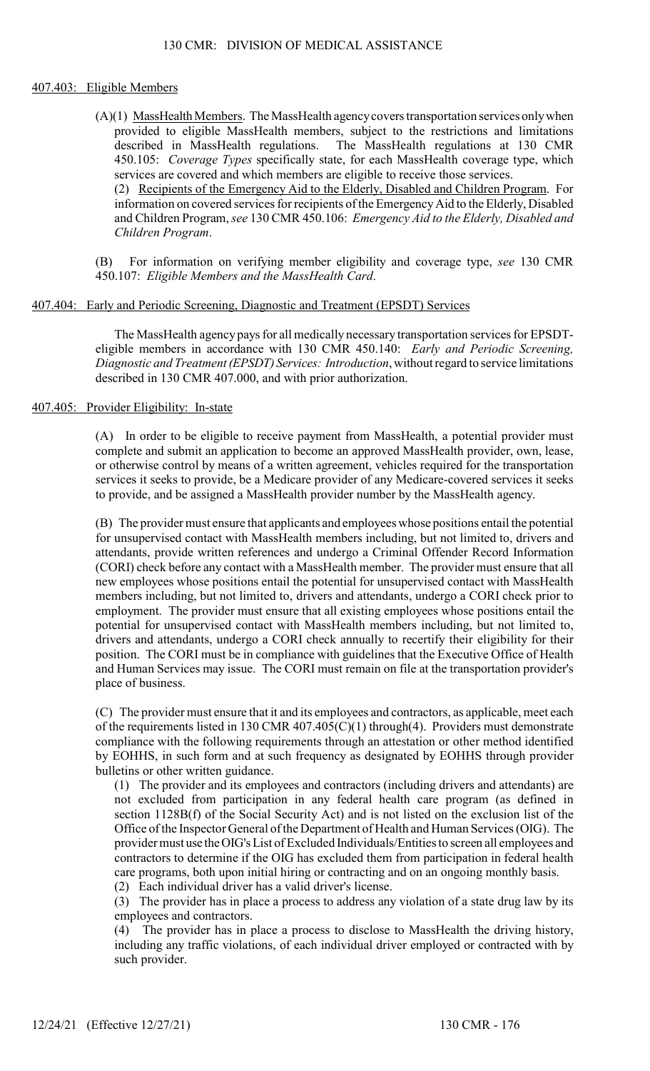### 407.403: Eligible Members

(A)(1) MassHealth Members. The MassHealth agency covers transportation services only when provided to eligible MassHealth members, subject to the restrictions and limitations described in MassHealth regulations. The MassHealth regulations at 130 CMR 450.105: *Coverage Types* specifically state, for each MassHealth coverage type, which services are covered and which members are eligible to receive those services.

(2) Recipients of the Emergency Aid to the Elderly, Disabled and Children Program. For information on covered services for recipients of the Emergency Aid to the Elderly, Disabled and Children Program, *see* 130 CMR 450.106: *Emergency Aid to the Elderly, Disabled and Children Program*.

(B) For information on verifying member eligibility and coverage type, *see* 130 CMR 450.107: *Eligible Members and the MassHealth Card*.

### 407.404: Early and Periodic Screening, Diagnostic and Treatment (EPSDT) Services

The MassHealth agency pays for all medically necessary transportation services for EPSDT-eligible members in accordance with 130 CMR 450.140: *Early and Periodic Screening, Diagnostic and Treatment (EPSDT) Services: Introduction*, without regard to service limitations described in 130 CMR 407.000, and with prior authorization.

### 407.405: Provider Eligibility: In-state

(A) In order to be eligible to receive payment from MassHealth, a potential provider must complete and submit an application to become an approved MassHealth provider, own, lease, or otherwise control by means of a written agreement, vehicles required for the transportation services it seeks to provide, be a Medicare provider of any Medicare-covered services it seeks to provide, and be assigned a MassHealth provider number by the MassHealth agency.

(B) The provider must ensure that applicants and employees whose positions entail the potential for unsupervised contact with MassHealth members including, but not limited to, drivers and attendants, provide written references and undergo a Criminal Offender Record Information (CORI) check before any contact with a MassHealth member. The provider must ensure that all new employees whose positions entail the potential for unsupervised contact with MassHealth members including, but not limited to, drivers and attendants, undergo a CORI check prior to employment. The provider must ensure that all existing employees whose positions entail the potential for unsupervised contact with MassHealth members including, but not limited to, drivers and attendants, undergo a CORI check annually to recertify their eligibility for their position. The CORI must be in compliance with guidelines that the Executive Office of Health and Human Services may issue. The CORI must remain on file at the transportation provider's place of business.

(C) The provider must ensure that it and its employees and contractors, as applicable, meet each of the requirements listed in 130 CMR 407.405(C)(1) through(4). Providers must demonstrate compliance with the following requirements through an attestation or other method identified by EOHHS, in such form and at such frequency as designated by EOHHS through provider bulletins or other written guidance.

(1) The provider and its employees and contractors (including drivers and attendants) are not excluded from participation in any federal health care program (as defined in section 1128B(f) of the Social Security Act) and is not listed on the exclusion list of the Office of the Inspector General of the Department of Health and Human Services (OIG). The provider must use the OIG's List of Excluded Individuals/Entities to screen all employees and contractors to determine if the OIG has excluded them from participation in federal health care programs, both upon initial hiring or contracting and on an ongoing monthly basis.

(2) Each individual driver has a valid driver's license.

(3) The provider has in place a process to address any violation of a state drug law by its employees and contractors.

(4) The provider has in place a process to disclose to MassHealth the driving history, including any traffic violations, of each individual driver employed or contracted with by such provider.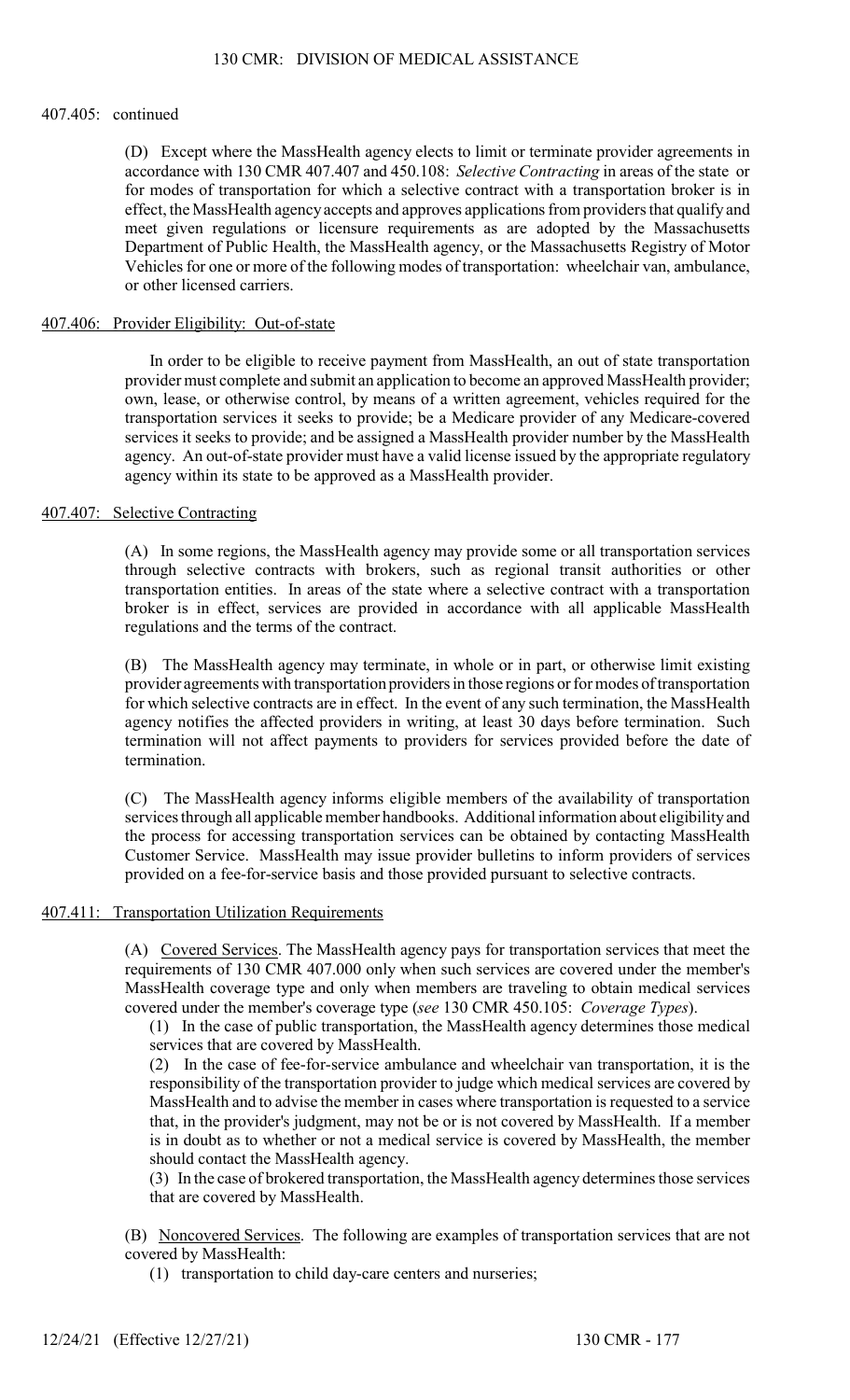407.405: continued

(D) Except where the MassHealth agency elects to limit or terminate provider agreements in accordance with 130 CMR 407.407 and 450.108: *Selective Contracting* in areas of the state or for modes of transportation for which a selective contract with a transportation broker is in effect, the MassHealth agency accepts and approves applications from providers that qualify and meet given regulations or licensure requirements as are adopted by the Massachusetts Department of Public Health, the MassHealth agency, or the Massachusetts Registry of Motor Vehicles for one or more of the following modes of transportation: wheelchair van, ambulance, or other licensed carriers.

407.406: Provider Eligibility: Out-of-state

In order to be eligible to receive payment from MassHealth, an out of state transportation provider must complete and submit an application to become an approved MassHealth provider; own, lease, or otherwise control, by means of a written agreement, vehicles required for the transportation services it seeks to provide; be a Medicare provider of any Medicare-covered services it seeks to provide; and be assigned a MassHealth provider number by the MassHealth agency. An out-of-state provider must have a valid license issued by the appropriate regulatory agency within its state to be approved as a MassHealth provider.

407.407: Selective Contracting

(A) In some regions, the MassHealth agency may provide some or all transportation services through selective contracts with brokers, such as regional transit authorities or other transportation entities. In areas of the state where a selective contract with a transportation broker is in effect, services are provided in accordance with all applicable MassHealth regulations and the terms of the contract.

(B) The MassHealth agency may terminate, in whole or in part, or otherwise limit existing provider agreements with transportation providers in those regions or for modes of transportation for which selective contracts are in effect. In the event of any such termination, the MassHealth agency notifies the affected providers in writing, at least 30 days before termination. Such termination will not affect payments to providers for services provided before the date of termination.

(C) The MassHealth agency informs eligible members of the availability of transportation services through all applicable member handbooks. Additional information about eligibility and the process for accessing transportation services can be obtained by contacting MassHealth Customer Service. MassHealth may issue provider bulletins to inform providers of services provided on a fee-for-service basis and those provided pursuant to selective contracts.

407.411: Transportation Utilization Requirements

(A) Covered Services. The MassHealth agency pays for transportation services that meet the requirements of 130 CMR 407.000 only when such services are covered under the member's MassHealth coverage type and only when members are traveling to obtain medical services covered under the member's coverage type (*see* 130 CMR 450.105: *Coverage Types*).

(1) In the case of public transportation, the MassHealth agency determines those medical services that are covered by MassHealth.

(2) In the case of fee-for-service ambulance and wheelchair van transportation, it is the responsibility of the transportation provider to judge which medical services are covered by MassHealth and to advise the member in cases where transportation is requested to a service that, in the provider's judgment, may not be or is not covered by MassHealth. If a member is in doubt as to whether or not a medical service is covered by MassHealth, the member should contact the MassHealth agency.

(3) In the case of brokered transportation, the MassHealth agency determines those services that are covered by MassHealth.

(B) Noncovered Services. The following are examples of transportation services that are not covered by MassHealth:

(1) transportation to child day-care centers and nurseries;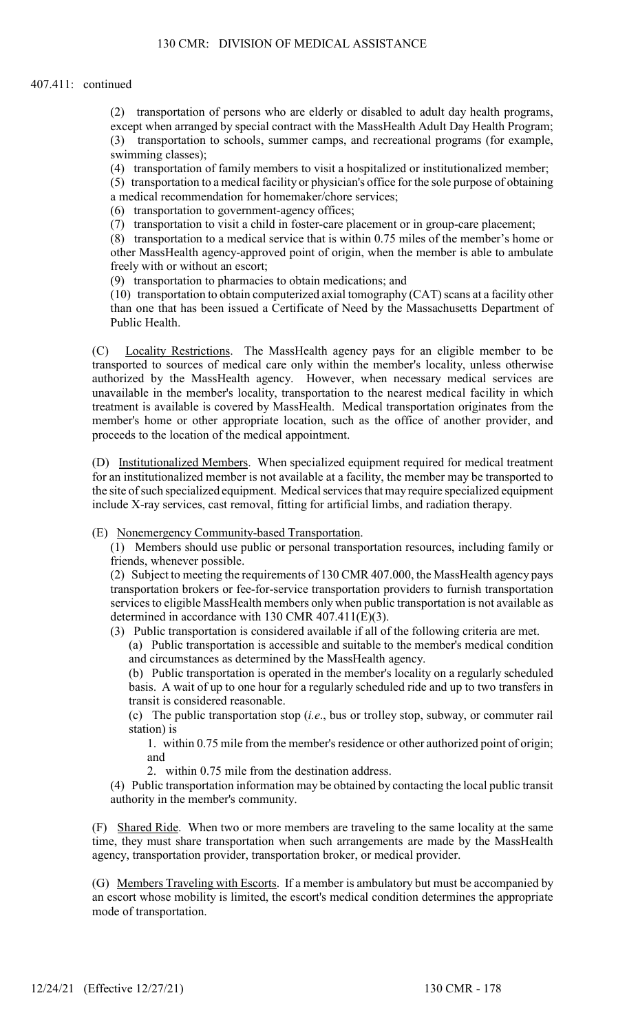407.411: continued

(2) transportation of persons who are elderly or disabled to adult day health programs, except when arranged by special contract with the MassHealth Adult Day Health Program;
(3) transportation to schools, summer camps, and recreational programs (for example, swimming classes);
(4) transportation of family members to visit a hospitalized or institutionalized member;
(5) transportation to a medical facility or physician's office for the sole purpose of obtaining a medical recommendation for homemaker/chore services;
(6) transportation to government-agency offices;
(7) transportation to visit a child in foster-care placement or in group-care placement;
(8) transportation to a medical service that is within 0.75 miles of the member's home or other MassHealth agency-approved point of origin, when the member is able to ambulate freely with or without an escort;
(9) transportation to pharmacies to obtain medications; and
(10) transportation to obtain computerized axial tomography (CAT) scans at a facility other than one that has been issued a Certificate of Need by the Massachusetts Department of Public Health.

(C) Locality Restrictions. The MassHealth agency pays for an eligible member to be transported to sources of medical care only within the member's locality, unless otherwise authorized by the MassHealth agency. However, when necessary medical services are unavailable in the member's locality, transportation to the nearest medical facility in which treatment is available is covered by MassHealth. Medical transportation originates from the member's home or other appropriate location, such as the office of another provider, and proceeds to the location of the medical appointment.

(D) Institutionalized Members. When specialized equipment required for medical treatment for an institutionalized member is not available at a facility, the member may be transported to the site of such specialized equipment. Medical services that may require specialized equipment include X-ray services, cast removal, fitting for artificial limbs, and radiation therapy.

(E) Nonemergency Community-based Transportation.

(1) Members should use public or personal transportation resources, including family or friends, whenever possible.
(2) Subject to meeting the requirements of 130 CMR 407.000, the MassHealth agency pays transportation brokers or fee-for-service transportation providers to furnish transportation services to eligible MassHealth members only when public transportation is not available as determined in accordance with 130 CMR 407.411(E)(3).
(3) Public transportation is considered available if all of the following criteria are met.

(a) Public transportation is accessible and suitable to the member's medical condition and circumstances as determined by the MassHealth agency.
(b) Public transportation is operated in the member's locality on a regularly scheduled basis. A wait of up to one hour for a regularly scheduled ride and up to two transfers in transit is considered reasonable.
(c) The public transportation stop (*i.e*., bus or trolley stop, subway, or commuter rail station) is

1. within 0.75 mile from the member's residence or other authorized point of origin; and
2. within 0.75 mile from the destination address.

(4) Public transportation information may be obtained by contacting the local public transit authority in the member's community.

(F) Shared Ride. When two or more members are traveling to the same locality at the same time, they must share transportation when such arrangements are made by the MassHealth agency, transportation provider, transportation broker, or medical provider.

(G) Members Traveling with Escorts. If a member is ambulatory but must be accompanied by an escort whose mobility is limited, the escort's medical condition determines the appropriate mode of transportation.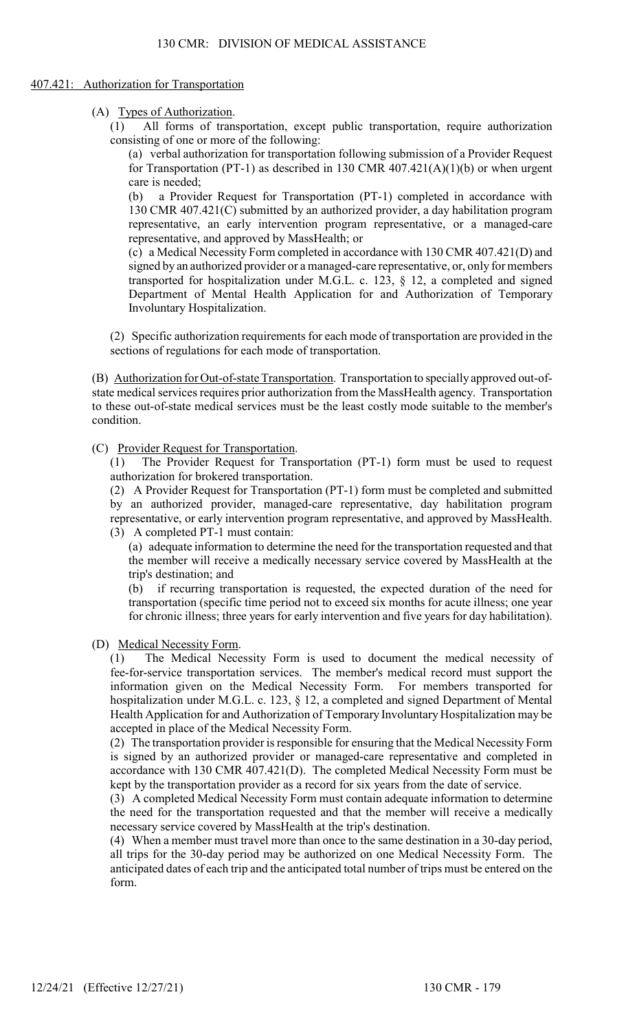## 407.421: Authorization for Transportation

(A) Types of Authorization.

(1) All forms of transportation, except public transportation, require authorization consisting of one or more of the following:

(a) verbal authorization for transportation following submission of a Provider Request for Transportation (PT-1) as described in 130 CMR 407.421(A)(1)(b) or when urgent care is needed;

(b) a Provider Request for Transportation (PT-1) completed in accordance with 130 CMR 407.421(C) submitted by an authorized provider, a day habilitation program representative, an early intervention program representative, or a managed-care representative, and approved by MassHealth; or

(c) a Medical Necessity Form completed in accordance with 130 CMR 407.421(D) and signed by an authorized provider or a managed-care representative, or, only for members transported for hospitalization under M.G.L. c. 123, § 12, a completed and signed Department of Mental Health Application for and Authorization of Temporary Involuntary Hospitalization.

(2) Specific authorization requirements for each mode of transportation are provided in the sections of regulations for each mode of transportation.

(B) Authorization for Out-of-state Transportation. Transportation to specially approved out-of-state medical services requires prior authorization from the MassHealth agency. Transportation to these out-of-state medical services must be the least costly mode suitable to the member's condition.

(C) Provider Request for Transportation.

(1) The Provider Request for Transportation (PT-1) form must be used to request authorization for brokered transportation.

(2) A Provider Request for Transportation (PT-1) form must be completed and submitted by an authorized provider, managed-care representative, day habilitation program representative, or early intervention program representative, and approved by MassHealth.

(3) A completed PT-1 must contain:

(a) adequate information to determine the need for the transportation requested and that the member will receive a medically necessary service covered by MassHealth at the trip's destination; and

(b) if recurring transportation is requested, the expected duration of the need for transportation (specific time period not to exceed six months for acute illness; one year for chronic illness; three years for early intervention and five years for day habilitation).

(D) Medical Necessity Form.

(1) The Medical Necessity Form is used to document the medical necessity of fee-for-service transportation services. The member's medical record must support the information given on the Medical Necessity Form. For members transported for hospitalization under M.G.L. c. 123, § 12, a completed and signed Department of Mental Health Application for and Authorization of Temporary Involuntary Hospitalization may be accepted in place of the Medical Necessity Form.

(2) The transportation provider is responsible for ensuring that the Medical Necessity Form is signed by an authorized provider or managed-care representative and completed in accordance with 130 CMR 407.421(D). The completed Medical Necessity Form must be kept by the transportation provider as a record for six years from the date of service.

(3) A completed Medical Necessity Form must contain adequate information to determine the need for the transportation requested and that the member will receive a medically necessary service covered by MassHealth at the trip's destination.

(4) When a member must travel more than once to the same destination in a 30-day period, all trips for the 30-day period may be authorized on one Medical Necessity Form. The anticipated dates of each trip and the anticipated total number of trips must be entered on the form.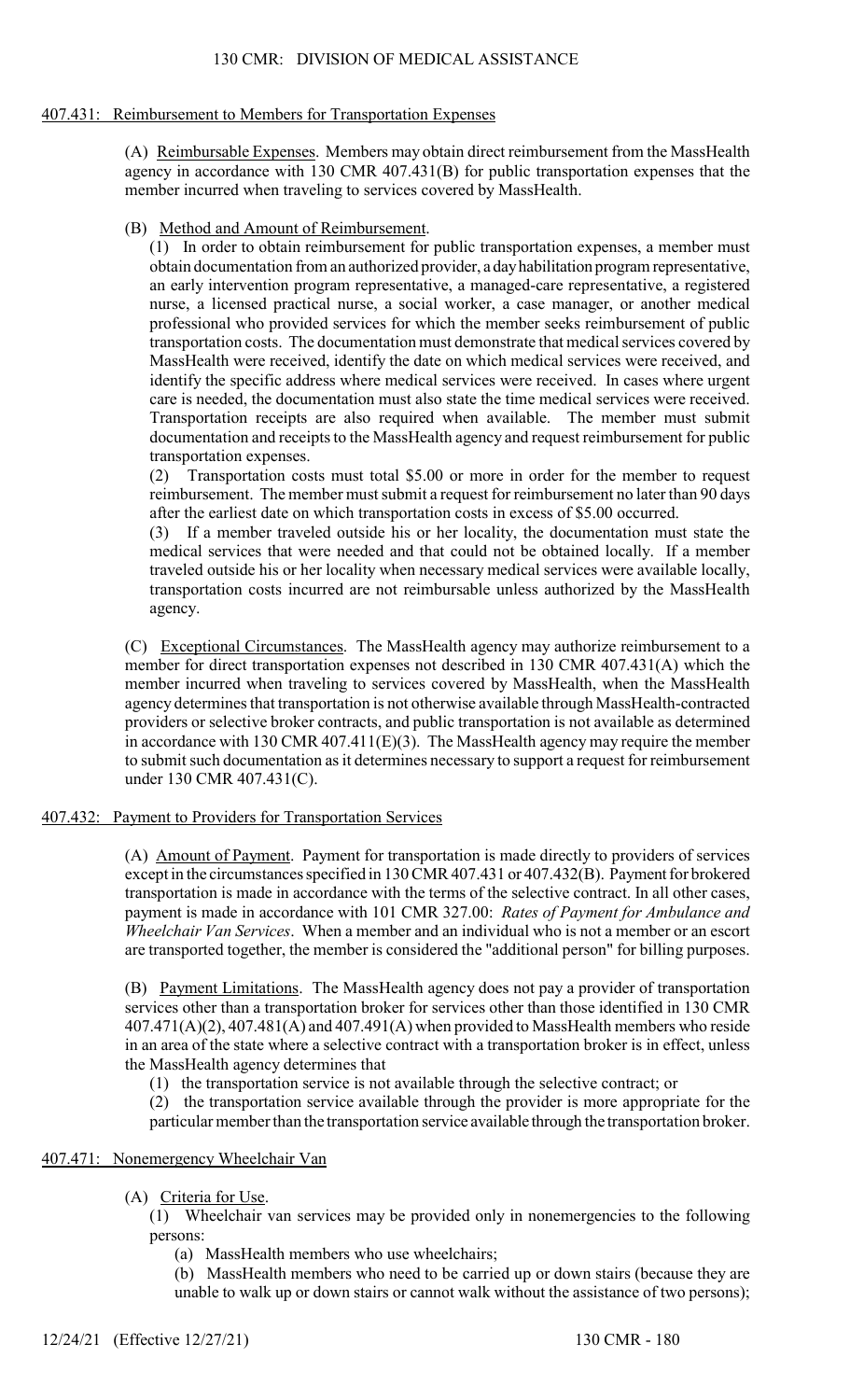## 407.431: Reimbursement to Members for Transportation Expenses

(A) Reimbursable Expenses. Members may obtain direct reimbursement from the MassHealth agency in accordance with 130 CMR 407.431(B) for public transportation expenses that the member incurred when traveling to services covered by MassHealth.

(B) Method and Amount of Reimbursement.

(1) In order to obtain reimbursement for public transportation expenses, a member must obtain documentation from an authorized provider, a day habilitation program representative, an early intervention program representative, a managed-care representative, a registered nurse, a licensed practical nurse, a social worker, a case manager, or another medical professional who provided services for which the member seeks reimbursement of public transportation costs. The documentation must demonstrate that medical services covered by MassHealth were received, identify the date on which medical services were received, and identify the specific address where medical services were received. In cases where urgent care is needed, the documentation must also state the time medical services were received. Transportation receipts are also required when available. The member must submit documentation and receipts to the MassHealth agency and request reimbursement for public transportation expenses.

(2) Transportation costs must total $5.00 or more in order for the member to request reimbursement. The member must submit a request for reimbursement no later than 90 days after the earliest date on which transportation costs in excess of $5.00 occurred.

(3) If a member traveled outside his or her locality, the documentation must state the medical services that were needed and that could not be obtained locally. If a member traveled outside his or her locality when necessary medical services were available locally, transportation costs incurred are not reimbursable unless authorized by the MassHealth agency.

(C) Exceptional Circumstances. The MassHealth agency may authorize reimbursement to a member for direct transportation expenses not described in 130 CMR 407.431(A) which the member incurred when traveling to services covered by MassHealth, when the MassHealth agency determines that transportation is not otherwise available through MassHealth-contracted providers or selective broker contracts, and public transportation is not available as determined in accordance with 130 CMR 407.411(E)(3). The MassHealth agency may require the member to submit such documentation as it determines necessary to support a request for reimbursement under 130 CMR 407.431(C).

## 407.432: Payment to Providers for Transportation Services

(A) Amount of Payment. Payment for transportation is made directly to providers of services except in the circumstances specified in 130 CMR 407.431 or 407.432(B). Payment for brokered transportation is made in accordance with the terms of the selective contract. In all other cases, payment is made in accordance with 101 CMR 327.00: *Rates of Payment for Ambulance and Wheelchair Van Services*. When a member and an individual who is not a member or an escort are transported together, the member is considered the "additional person" for billing purposes.

(B) Payment Limitations. The MassHealth agency does not pay a provider of transportation services other than a transportation broker for services other than those identified in 130 CMR 407.471(A)(2), 407.481(A) and 407.491(A) when provided to MassHealth members who reside in an area of the state where a selective contract with a transportation broker is in effect, unless the MassHealth agency determines that

(1) the transportation service is not available through the selective contract; or

(2) the transportation service available through the provider is more appropriate for the particular member than the transportation service available through the transportation broker.

## 407.471: Nonemergency Wheelchair Van

(A) Criteria for Use.

(1) Wheelchair van services may be provided only in nonemergencies to the following persons:

(a) MassHealth members who use wheelchairs;

(b) MassHealth members who need to be carried up or down stairs (because they are unable to walk up or down stairs or cannot walk without the assistance of two persons);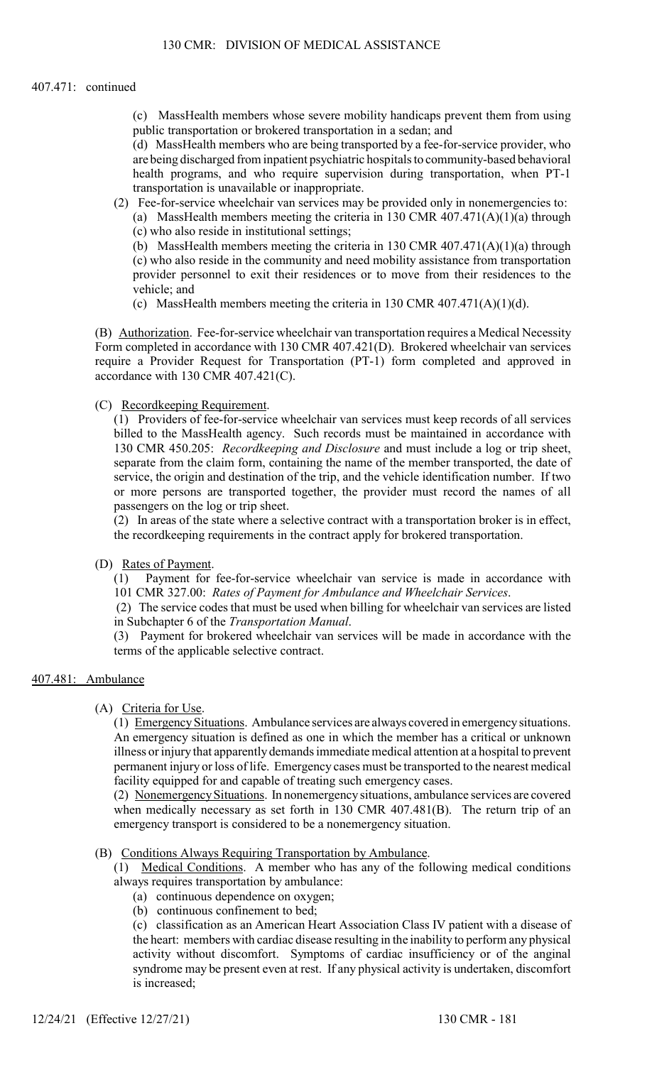407.471: continued

(c) MassHealth members whose severe mobility handicaps prevent them from using public transportation or brokered transportation in a sedan; and

(d) MassHealth members who are being transported by a fee-for-service provider, who are being discharged from inpatient psychiatric hospitals to community-based behavioral health programs, and who require supervision during transportation, when PT-1 transportation is unavailable or inappropriate.

(2) Fee-for-service wheelchair van services may be provided only in nonemergencies to:

(a) MassHealth members meeting the criteria in 130 CMR 407.471(A)(1)(a) through (c) who also reside in institutional settings;

(b) MassHealth members meeting the criteria in 130 CMR 407.471(A)(1)(a) through (c) who also reside in the community and need mobility assistance from transportation provider personnel to exit their residences or to move from their residences to the vehicle; and

(c) MassHealth members meeting the criteria in 130 CMR 407.471(A)(1)(d).

(B) Authorization. Fee-for-service wheelchair van transportation requires a Medical Necessity Form completed in accordance with 130 CMR 407.421(D). Brokered wheelchair van services require a Provider Request for Transportation (PT-1) form completed and approved in accordance with 130 CMR 407.421(C).

(C) Recordkeeping Requirement.

(1) Providers of fee-for-service wheelchair van services must keep records of all services billed to the MassHealth agency. Such records must be maintained in accordance with 130 CMR 450.205: *Recordkeeping and Disclosure* and must include a log or trip sheet, separate from the claim form, containing the name of the member transported, the date of service, the origin and destination of the trip, and the vehicle identification number. If two or more persons are transported together, the provider must record the names of all passengers on the log or trip sheet.

(2) In areas of the state where a selective contract with a transportation broker is in effect, the recordkeeping requirements in the contract apply for brokered transportation.

(D) Rates of Payment.

(1) Payment for fee-for-service wheelchair van service is made in accordance with 101 CMR 327.00: *Rates of Payment for Ambulance and Wheelchair Services*.

(2) The service codes that must be used when billing for wheelchair van services are listed in Subchapter 6 of the *Transportation Manual*.

(3) Payment for brokered wheelchair van services will be made in accordance with the terms of the applicable selective contract.

## 407.481: Ambulance

(A) Criteria for Use.

(1) Emergency Situations. Ambulance services are always covered in emergency situations. An emergency situation is defined as one in which the member has a critical or unknown illness or injury that apparently demands immediate medical attention at a hospital to prevent permanent injury or loss of life. Emergency cases must be transported to the nearest medical facility equipped for and capable of treating such emergency cases.

(2) Nonemergency Situations. In nonemergency situations, ambulance services are covered when medically necessary as set forth in 130 CMR 407.481(B). The return trip of an emergency transport is considered to be a nonemergency situation.

(B) Conditions Always Requiring Transportation by Ambulance.

(1) Medical Conditions. A member who has any of the following medical conditions always requires transportation by ambulance:

(a) continuous dependence on oxygen;

(b) continuous confinement to bed;

(c) classification as an American Heart Association Class IV patient with a disease of the heart: members with cardiac disease resulting in the inability to perform any physical activity without discomfort. Symptoms of cardiac insufficiency or of the anginal syndrome may be present even at rest. If any physical activity is undertaken, discomfort is increased;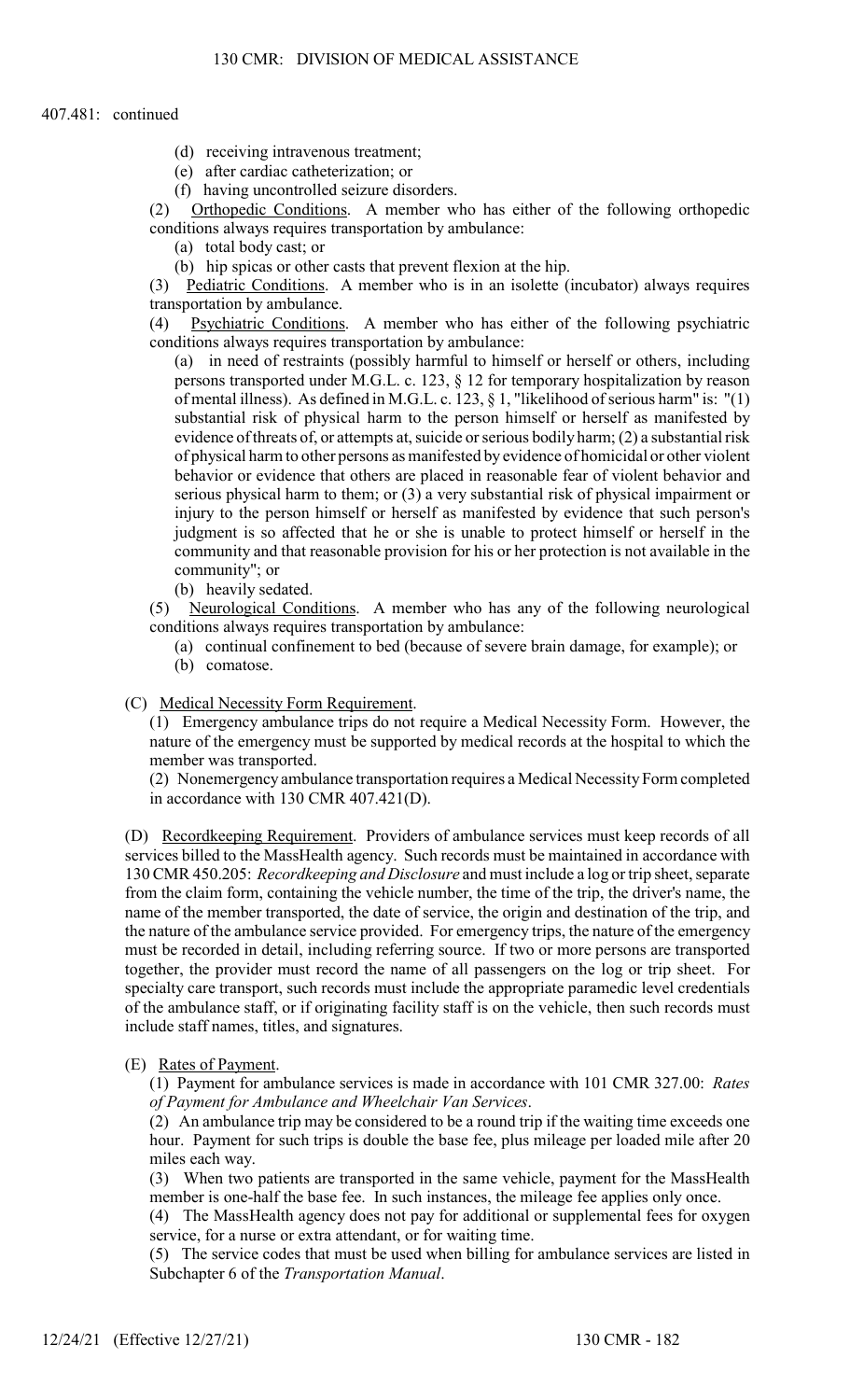407.481: continued

(d) receiving intravenous treatment;

(e) after cardiac catheterization; or

(f) having uncontrolled seizure disorders.

(2) Orthopedic Conditions. A member who has either of the following orthopedic conditions always requires transportation by ambulance:

(a) total body cast; or

(b) hip spicas or other casts that prevent flexion at the hip.

(3) Pediatric Conditions. A member who is in an isolette (incubator) always requires transportation by ambulance.

(4) Psychiatric Conditions. A member who has either of the following psychiatric conditions always requires transportation by ambulance:

(a) in need of restraints (possibly harmful to himself or herself or others, including persons transported under M.G.L. c. 123, § 12 for temporary hospitalization by reason of mental illness). As defined in M.G.L. c. 123, § 1, "likelihood of serious harm" is: "(1) substantial risk of physical harm to the person himself or herself as manifested by evidence of threats of, or attempts at, suicide or serious bodily harm; (2) a substantial risk of physical harm to other persons as manifested by evidence of homicidal or other violent behavior or evidence that others are placed in reasonable fear of violent behavior and serious physical harm to them; or (3) a very substantial risk of physical impairment or injury to the person himself or herself as manifested by evidence that such person's judgment is so affected that he or she is unable to protect himself or herself in the community and that reasonable provision for his or her protection is not available in the community"; or

(b) heavily sedated.

(5) Neurological Conditions. A member who has any of the following neurological conditions always requires transportation by ambulance:

(a) continual confinement to bed (because of severe brain damage, for example); or

(b) comatose.

(C) Medical Necessity Form Requirement.

(1) Emergency ambulance trips do not require a Medical Necessity Form. However, the nature of the emergency must be supported by medical records at the hospital to which the member was transported.

(2) Nonemergency ambulance transportation requires a Medical Necessity Form completed in accordance with 130 CMR 407.421(D).

(D) Recordkeeping Requirement. Providers of ambulance services must keep records of all services billed to the MassHealth agency. Such records must be maintained in accordance with 130 CMR 450.205: *Recordkeeping and Disclosure* and must include a log or trip sheet, separate from the claim form, containing the vehicle number, the time of the trip, the driver's name, the name of the member transported, the date of service, the origin and destination of the trip, and the nature of the ambulance service provided. For emergency trips, the nature of the emergency must be recorded in detail, including referring source. If two or more persons are transported together, the provider must record the name of all passengers on the log or trip sheet. For specialty care transport, such records must include the appropriate paramedic level credentials of the ambulance staff, or if originating facility staff is on the vehicle, then such records must include staff names, titles, and signatures.

(E) Rates of Payment.

(1) Payment for ambulance services is made in accordance with 101 CMR 327.00: *Rates of Payment for Ambulance and Wheelchair Van Services*.

(2) An ambulance trip may be considered to be a round trip if the waiting time exceeds one hour. Payment for such trips is double the base fee, plus mileage per loaded mile after 20 miles each way.

(3) When two patients are transported in the same vehicle, payment for the MassHealth member is one-half the base fee. In such instances, the mileage fee applies only once.

(4) The MassHealth agency does not pay for additional or supplemental fees for oxygen service, for a nurse or extra attendant, or for waiting time.

(5) The service codes that must be used when billing for ambulance services are listed in Subchapter 6 of the *Transportation Manual*.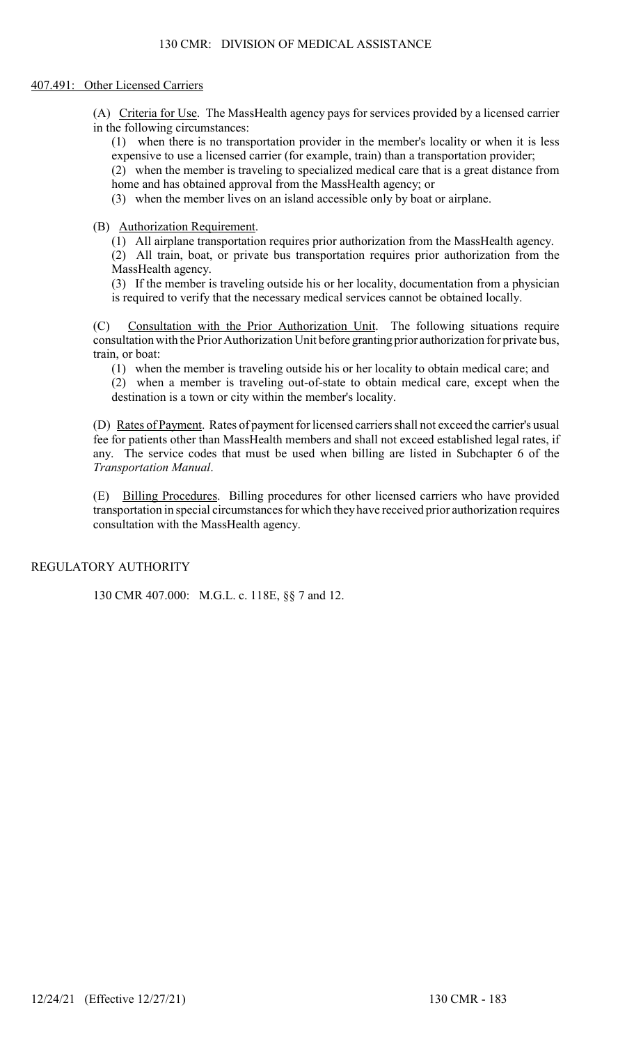## 407.491: Other Licensed Carriers

(A) Criteria for Use. The MassHealth agency pays for services provided by a licensed carrier in the following circumstances:

(1) when there is no transportation provider in the member's locality or when it is less expensive to use a licensed carrier (for example, train) than a transportation provider;

(2) when the member is traveling to specialized medical care that is a great distance from home and has obtained approval from the MassHealth agency; or

(3) when the member lives on an island accessible only by boat or airplane.

(B) Authorization Requirement.

(1) All airplane transportation requires prior authorization from the MassHealth agency.

(2) All train, boat, or private bus transportation requires prior authorization from the MassHealth agency.

(3) If the member is traveling outside his or her locality, documentation from a physician is required to verify that the necessary medical services cannot be obtained locally.

(C) Consultation with the Prior Authorization Unit. The following situations require consultation with the Prior Authorization Unit before granting prior authorization for private bus, train, or boat:

(1) when the member is traveling outside his or her locality to obtain medical care; and

(2) when a member is traveling out-of-state to obtain medical care, except when the destination is a town or city within the member's locality.

(D) Rates of Payment. Rates of payment for licensed carriers shall not exceed the carrier's usual fee for patients other than MassHealth members and shall not exceed established legal rates, if any. The service codes that must be used when billing are listed in Subchapter 6 of the *Transportation Manual*.

(E) Billing Procedures. Billing procedures for other licensed carriers who have provided transportation in special circumstances for which they have received prior authorization requires consultation with the MassHealth agency.

REGULATORY AUTHORITY

130 CMR 407.000: M.G.L. c. 118E, §§ 7 and 12.